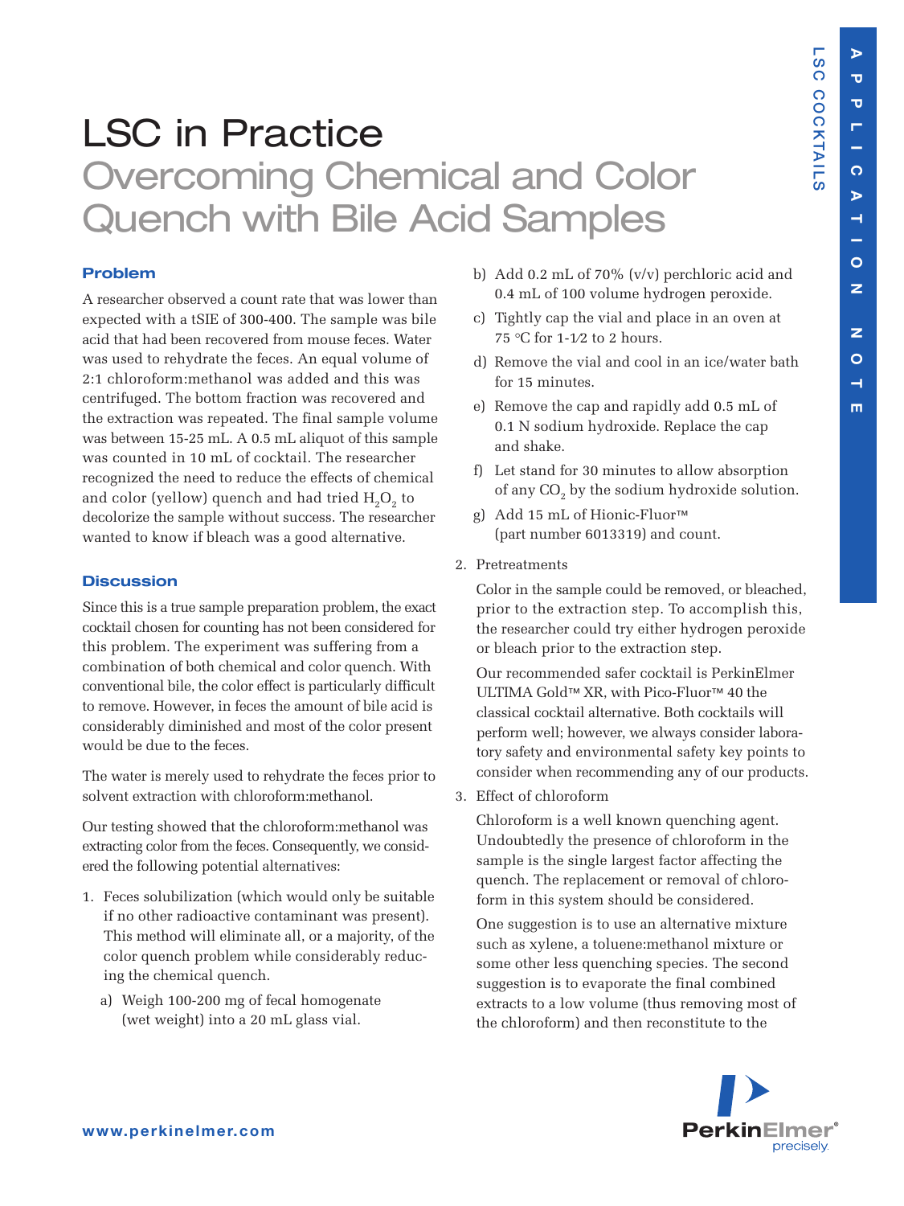# LSC in Practice

## Overcoming Chemical and Color Quench with Bile Acid Samples

### Problem

A researcher observed a count rate that was lower than expected with a tSIE of 300-400. The sample was bile acid that had been recovered from mouse feces. Water was used to rehydrate the feces. An equal volume of 2:1 chloroform:methanol was added and this was centrifuged. The bottom fraction was recovered and the extraction was repeated. The final sample volume was between 15-25 mL. A 0.5 mL aliquot of this sample was counted in 10 mL of cocktail. The researcher recognized the need to reduce the effects of chemical and color (yellow) quench and had tried $H_2O_2$ to decolorize the sample without success. The researcher wanted to know if bleach was a good alternative.

### Discussion

Since this is a true sample preparation problem, the exact cocktail chosen for counting has not been considered for this problem. The experiment was suffering from a combination of both chemical and color quench. With conventional bile, the color effect is particularly difficult to remove. However, in feces the amount of bile acid is considerably diminished and most of the color present would be due to the feces.

The water is merely used to rehydrate the feces prior to solvent extraction with chloroform:methanol.

Our testing showed that the chloroform:methanol was extracting color from the feces. Consequently, we considered the following potential alternatives:

1. Feces solubilization (which would only be suitable if no other radioactive contaminant was present). This method will eliminate all, or a majority, of the color quench problem while considerably reducing the chemical quench.
   a) Weigh 100-200 mg of fecal homogenate (wet weight) into a 20 mL glass vial.
   b) Add 0.2 mL of 70% (v/v) perchloric acid and 0.4 mL of 100 volume hydrogen peroxide.
   c) Tightly cap the vial and place in an oven at 75 °C for 1-1⁄2 to 2 hours.
   d) Remove the vial and cool in an ice/water bath for 15 minutes.
   e) Remove the cap and rapidly add 0.5 mL of 0.1 N sodium hydroxide. Replace the cap and shake.
   f) Let stand for 30 minutes to allow absorption of any $CO_2$ by the sodium hydroxide solution.
   g) Add 15 mL of Hionic-Fluor™ (part number 6013319) and count.
2. Pretreatments

   Color in the sample could be removed, or bleached, prior to the extraction step. To accomplish this, the researcher could try either hydrogen peroxide or bleach prior to the extraction step.

   Our recommended safer cocktail is PerkinElmer ULTIMA Gold™ XR, with Pico-Fluor™ 40 the classical cocktail alternative. Both cocktails will perform well; however, we always consider laboratory safety and environmental safety key points to consider when recommending any of our products.
3. Effect of chloroform

   Chloroform is a well known quenching agent. Undoubtedly the presence of chloroform in the sample is the single largest factor affecting the quench. The replacement or removal of chloroform in this system should be considered.

   One suggestion is to use an alternative mixture such as xylene, a toluene:methanol mixture or some other less quenching species. The second suggestion is to evaporate the final combined extracts to a low volume (thus removing most of the chloroform) and then reconstitute to the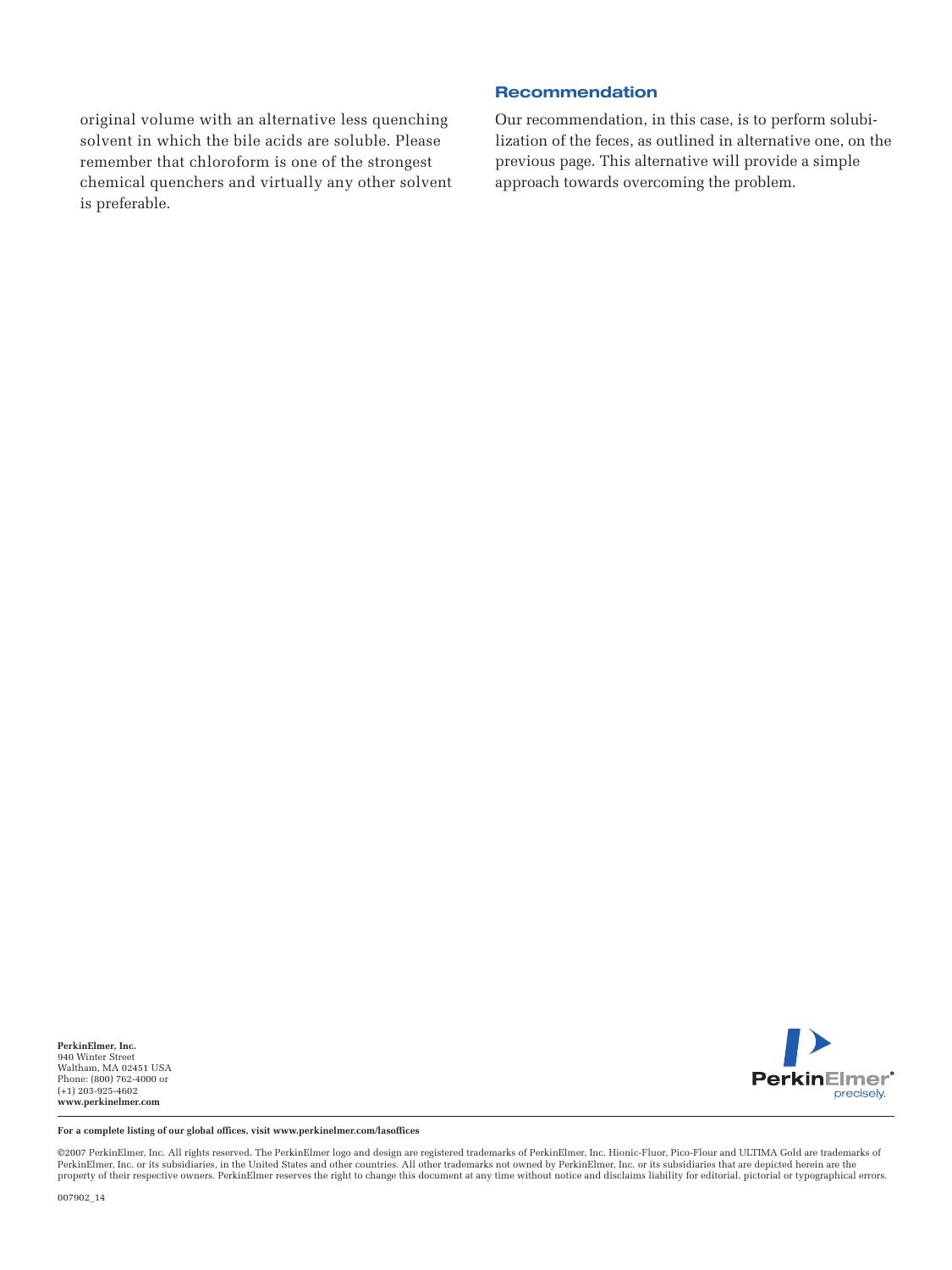original volume with an alternative less quenching solvent in which the bile acids are soluble. Please remember that chloroform is one of the strongest chemical quenchers and virtually any other solvent is preferable.

## Recommendation

Our recommendation, in this case, is to perform solubilization of the feces, as outlined in alternative one, on the previous page. This alternative will provide a simple approach towards overcoming the problem.

**PerkinElmer, Inc.**
940 Winter Street
Waltham, MA 02451 USA
Phone: (800) 762-4000 or
(+1) 203-925-4602
**www.perkinelmer.com**

PerkinElmer®
precisely.

**For a complete listing of our global offices, visit www.perkinelmer.com/lasoffices**

©2007 PerkinElmer, Inc. All rights reserved. The PerkinElmer logo and design are registered trademarks of PerkinElmer, Inc. Hionic-Fluor, Pico-Flour and ULTIMA Gold are trademarks of PerkinElmer, Inc. or its subsidiaries, in the United States and other countries. All other trademarks not owned by PerkinElmer, Inc. or its subsidiaries that are depicted herein are the property of their respective owners. PerkinElmer reserves the right to change this document at any time without notice and disclaims liability for editorial, pictorial or typographical errors.

007902_14